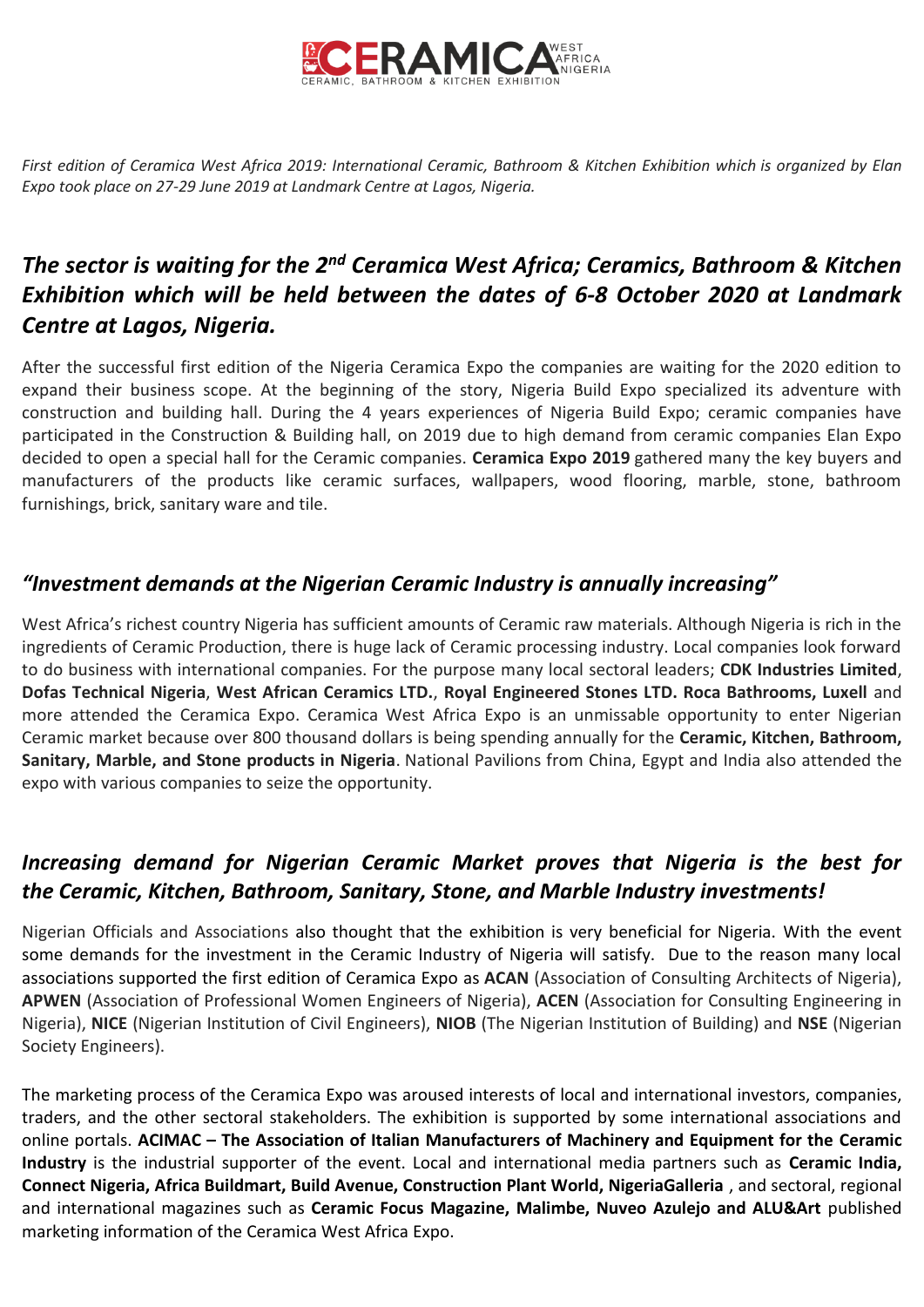*First edition of Ceramica West Africa 2019: International Ceramic, Bathroom & Kitchen Exhibition which is organized by Elan Expo took place on 27-29 June 2019 at Landmark Centre at Lagos, Nigeria.*

## *The sector is waiting for the 2nd Ceramica West Africa; Ceramics, Bathroom & Kitchen Exhibition which will be held between the dates of 6-8 October 2020 at Landmark Centre at Lagos, Nigeria.*

After the successful first edition of the Nigeria Ceramica Expo the companies are waiting for the 2020 edition to expand their business scope. At the beginning of the story, Nigeria Build Expo specialized its adventure with construction and building hall. During the 4 years experiences of Nigeria Build Expo; ceramic companies have participated in the Construction & Building hall, on 2019 due to high demand from ceramic companies Elan Expo decided to open a special hall for the Ceramic companies. **Ceramica Expo 2019** gathered many the key buyers and manufacturers of the products like ceramic surfaces, wallpapers, wood flooring, marble, stone, bathroom furnishings, brick, sanitary ware and tile.

## *"Investment demands at the Nigerian Ceramic Industry is annually increasing"*

West Africa's richest country Nigeria has sufficient amounts of Ceramic raw materials. Although Nigeria is rich in the ingredients of Ceramic Production, there is huge lack of Ceramic processing industry. Local companies look forward to do business with international companies. For the purpose many local sectoral leaders; **CDK Industries Limited**, **Dofas Technical Nigeria**, **West African Ceramics LTD.**, **Royal Engineered Stones LTD. Roca Bathrooms, Luxell** and more attended the Ceramica Expo. Ceramica West Africa Expo is an unmissable opportunity to enter Nigerian Ceramic market because over 800 thousand dollars is being spending annually for the **Ceramic, Kitchen, Bathroom, Sanitary, Marble, and Stone products in Nigeria**. National Pavilions from China, Egypt and India also attended the expo with various companies to seize the opportunity.

## *Increasing demand for Nigerian Ceramic Market proves that Nigeria is the best for the Ceramic, Kitchen, Bathroom, Sanitary, Stone, and Marble Industry investments!*

Nigerian Officials and Associations also thought that the exhibition is very beneficial for Nigeria. With the event some demands for the investment in the Ceramic Industry of Nigeria will satisfy. Due to the reason many local associations supported the first edition of Ceramica Expo as **ACAN** (Association of Consulting Architects of Nigeria), **APWEN** (Association of Professional Women Engineers of Nigeria), **ACEN** (Association for Consulting Engineering in Nigeria), **NICE** (Nigerian Institution of Civil Engineers), **NIOB** (The Nigerian Institution of Building) and **NSE** (Nigerian Society Engineers).

The marketing process of the Ceramica Expo was aroused interests of local and international investors, companies, traders, and the other sectoral stakeholders. The exhibition is supported by some international associations and online portals. **ACIMAC – The Association of Italian Manufacturers of Machinery and Equipment for the Ceramic Industry** is the industrial supporter of the event. Local and international media partners such as **Ceramic India, Connect Nigeria, Africa Buildmart, Build Avenue, Construction Plant World, NigeriaGalleria** , and sectoral, regional and international magazines such as **Ceramic Focus Magazine, Malimbe, Nuveo Azulejo and ALU&Art** published marketing information of the Ceramica West Africa Expo.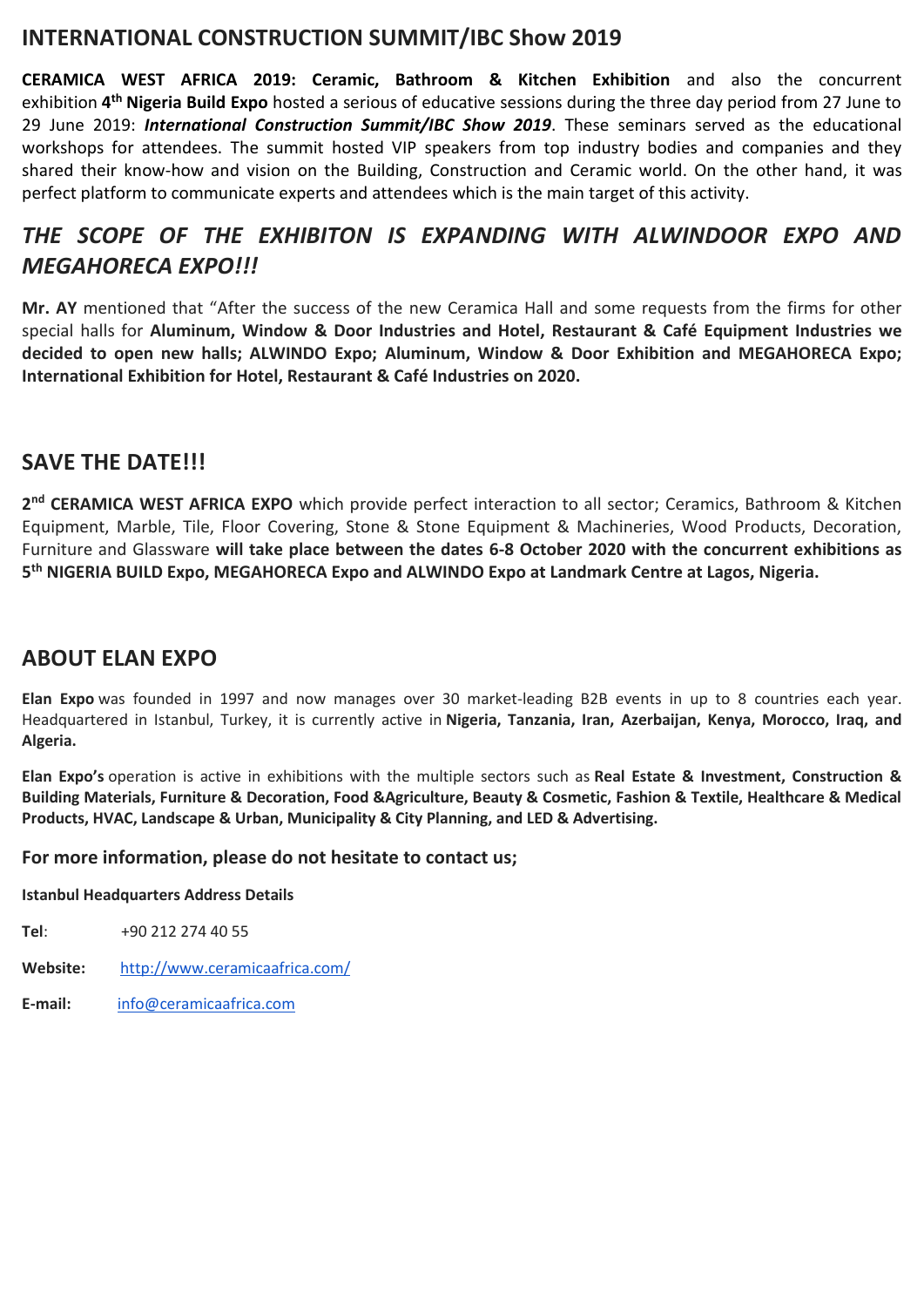## INTERNATIONAL CONSTRUCTION SUMMIT/IBC Show 2019

**CERAMICA WEST AFRICA 2019: Ceramic, Bathroom & Kitchen Exhibition** and also the concurrent exhibition **4th Nigeria Build Expo** hosted a serious of educative sessions during the three day period from 27 June to 29 June 2019: ***International Construction Summit/IBC Show 2019***. These seminars served as the educational workshops for attendees. The summit hosted VIP speakers from top industry bodies and companies and they shared their know-how and vision on the Building, Construction and Ceramic world. On the other hand, it was perfect platform to communicate experts and attendees which is the main target of this activity.

## *THE SCOPE OF THE EXHIBITON IS EXPANDING WITH ALWINDOOR EXPO AND MEGAHORECA EXPO!!!*

**Mr. AY** mentioned that "After the success of the new Ceramica Hall and some requests from the firms for other special halls for **Aluminum, Window & Door Industries and Hotel, Restaurant & Café Equipment Industries we decided to open new halls; ALWINDO Expo; Aluminum, Window & Door Exhibition and MEGAHORECA Expo; International Exhibition for Hotel, Restaurant & Café Industries on 2020.**

## SAVE THE DATE!!!

**2nd CERAMICA WEST AFRICA EXPO** which provide perfect interaction to all sector; Ceramics, Bathroom & Kitchen Equipment, Marble, Tile, Floor Covering, Stone & Stone Equipment & Machineries, Wood Products, Decoration, Furniture and Glassware **will take place between the dates 6-8 October 2020 with the concurrent exhibitions as 5th NIGERIA BUILD Expo, MEGAHORECA Expo and ALWINDO Expo at Landmark Centre at Lagos, Nigeria.**

## ABOUT ELAN EXPO

**Elan Expo** was founded in 1997 and now manages over 30 market-leading B2B events in up to 8 countries each year. Headquartered in Istanbul, Turkey, it is currently active in **Nigeria, Tanzania, Iran, Azerbaijan, Kenya, Morocco, Iraq, and Algeria.**

**Elan Expo's** operation is active in exhibitions with the multiple sectors such as **Real Estate & Investment, Construction & Building Materials, Furniture & Decoration, Food &Agriculture, Beauty & Cosmetic, Fashion & Textile, Healthcare & Medical Products, HVAC, Landscape & Urban, Municipality & City Planning, and LED & Advertising.**

**For more information, please do not hesitate to contact us;**

**Istanbul Headquarters Address Details**

**Tel**: +90 212 274 40 55

**Website:** http://www.ceramicaafrica.com/

**E-mail:** info@ceramicaafrica.com